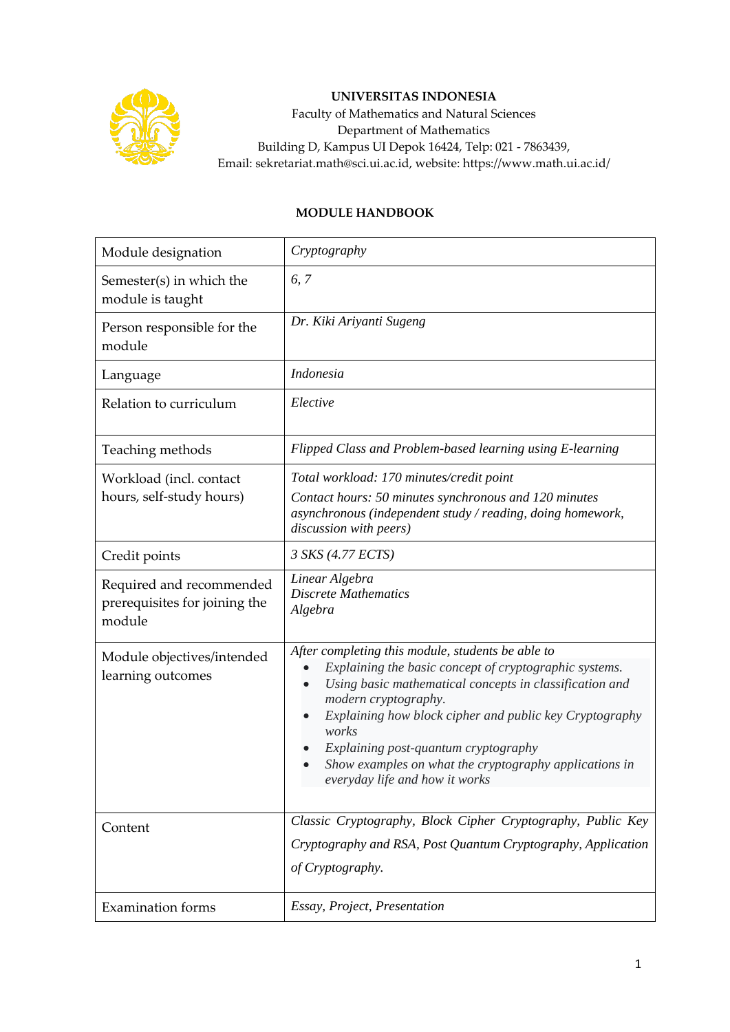**UNIVERSITAS INDONESIA**
Faculty of Mathematics and Natural Sciences
Department of Mathematics
Building D, Kampus UI Depok 16424, Telp: 021 - 7863439,
Email: sekretariat.math@sci.ui.ac.id, website: https://www.math.ui.ac.id/

**MODULE HANDBOOK**

| Module designation | *Cryptography* |
|---|---|
| Semester(s) in which the module is taught | *6, 7* |
| Person responsible for the module | *Dr. Kiki Ariyanti Sugeng* |
| Language | *Indonesia* |
| Relation to curriculum | *Elective* |
| Teaching methods | *Flipped Class and Problem-based learning using E-learning* |
| Workload (incl. contact hours, self-study hours) | *Total workload: 170 minutes/credit point*<br>*Contact hours: 50 minutes synchronous and 120 minutes asynchronous (independent study / reading, doing homework, discussion with peers)* |
| Credit points | *3 SKS (4.77 ECTS)* |
| Required and recommended prerequisites for joining the module | *Linear Algebra*<br>*Discrete Mathematics*<br>*Algebra* |
| Module objectives/intended learning outcomes | *After completing this module, students be able to*<br>• *Explaining the basic concept of cryptographic systems.*<br>• *Using basic mathematical concepts in classification and modern cryptography.*<br>• *Explaining how block cipher and public key Cryptography works*<br>• *Explaining post-quantum cryptography*<br>• *Show examples on what the cryptography applications in everyday life and how it works* |
| Content | *Classic Cryptography, Block Cipher Cryptography, Public Key Cryptography and RSA, Post Quantum Cryptography, Application of Cryptography.* |
| Examination forms | *Essay, Project, Presentation* |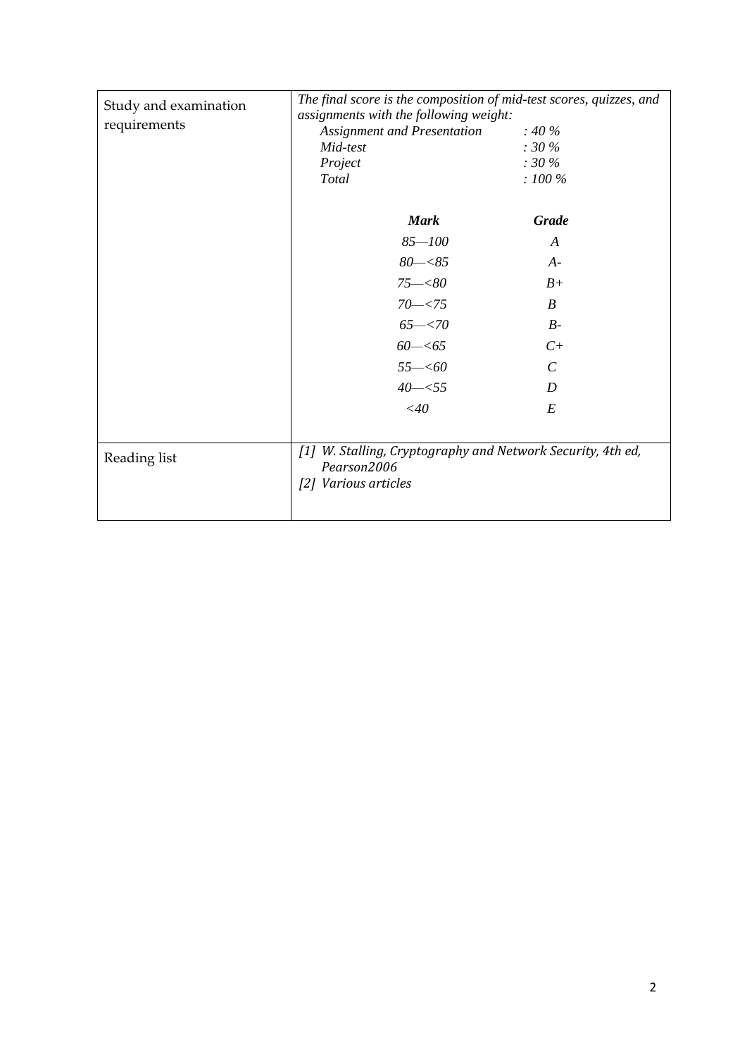| | |
| --- | --- |
| Study and examination requirements | *The final score is the composition of mid-test scores, quizzes, and assignments with the following weight:*<br>*Assignment and Presentation : 40 %*<br>*Mid-test : 30 %*<br>*Project : 30 %*<br>*Total : 100 %*<br><br>***Mark* — *Grade***<br>*85—100 — A*<br>*80—<85 — A-*<br>*75—<80 — B+*<br>*70—<75 — B*<br>*65—<70 — B-*<br>*60—<65 — C+*<br>*55—<60 — C*<br>*40—<55 — D*<br>*<40 — E* |
| Reading list | *[1] W. Stalling, Cryptography and Network Security, 4th ed, Pearson2006*<br>*[2] Various articles* |